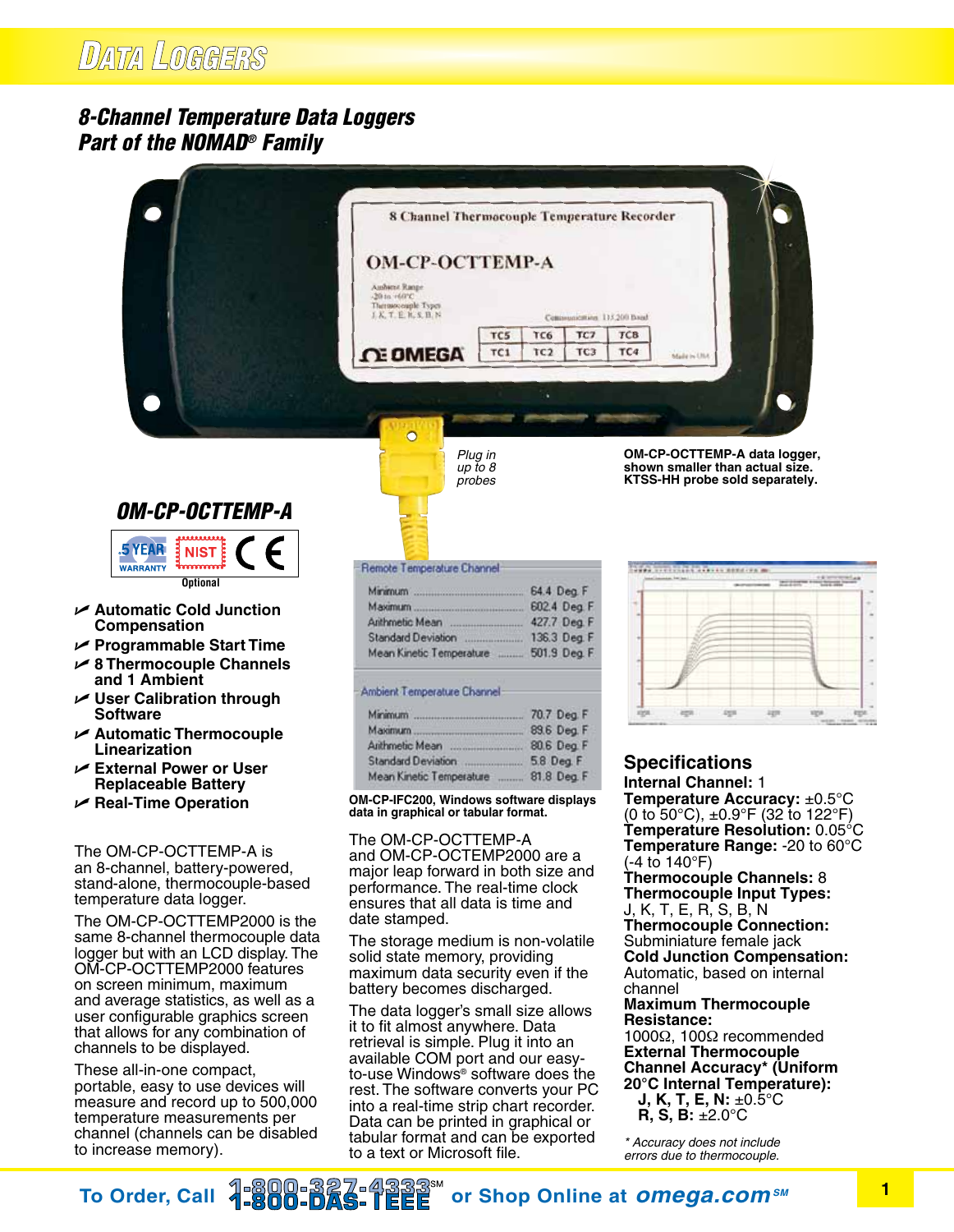# Data Loggers

## 8-Channel Temperature Data Loggers Part of the NOMAD® Family

*Plug in up to 8 probes*

**OM-CP-OCTTEMP-A data logger, shown smaller than actual size. KTSS-HH probe sold separately.**

### OM-CP-OCTTEMP-A

Optional

- Automatic Cold Junction Compensation
- Programmable Start Time
- 8 Thermocouple Channels and 1 Ambient
- User Calibration through Software
- Automatic Thermocouple Linearization
- External Power or User Replaceable Battery
- Real-Time Operation

The OM-CP-OCTTEMP-A is an 8-channel, battery-powered, stand-alone, thermocouple-based temperature data logger.

The OM-CP-OCTTEMP2000 is the same 8-channel thermocouple data logger but with an LCD display. The OM-CP-OCTTEMP2000 features on screen minimum, maximum and average statistics, as well as a user configurable graphics screen that allows for any combination of channels to be displayed.

These all-in-one compact, portable, easy to use devices will measure and record up to 500,000 temperature measurements per channel (channels can be disabled to increase memory).

Remote Temperature Channel

| | |
|---|---|
| Minimum | 64.4 Deg. F |
| Maximum | 602.4 Deg. F |
| Arithmetic Mean | 427.7 Deg. F |
| Standard Deviation | 136.3 Deg. F |
| Mean Kinetic Temperature | 501.9 Deg. F |

Ambient Temperature Channel

| | |
|---|---|
| Minimum | 70.7 Deg. F |
| Maximum | 89.6 Deg. F |
| Arithmetic Mean | 80.6 Deg. F |
| Standard Deviation | 5.8 Deg. F |
| Mean Kinetic Temperature | 81.8 Deg. F |

**OM-CP-IFC200, Windows software displays data in graphical or tabular format.**

The OM-CP-OCTTEMP-A and OM-CP-OCTEMP2000 are a major leap forward in both size and performance. The real-time clock ensures that all data is time and date stamped.

The storage medium is non-volatile solid state memory, providing maximum data security even if the battery becomes discharged.

The data logger's small size allows it to fit almost anywhere. Data retrieval is simple. Plug it into an available COM port and our easy-to-use Windows® software does the rest. The software converts your PC into a real-time strip chart recorder. Data can be printed in graphical or tabular format and can be exported to a text or Microsoft file.

## Specifications

**Internal Channel:** 1

**Temperature Accuracy:** ±0.5°C (0 to 50°C), ±0.9°F (32 to 122°F)

**Temperature Resolution:** 0.05°C

**Temperature Range:** -20 to 60°C (-4 to 140°F)

**Thermocouple Channels:** 8

**Thermocouple Input Types:** J, K, T, E, R, S, B, N

**Thermocouple Connection:** Subminiature female jack

**Cold Junction Compensation:** Automatic, based on internal channel

**Maximum Thermocouple Resistance:** 1000Ω, 100Ω recommended

**External Thermocouple Channel Accuracy* (Uniform 20°C Internal Temperature):**

- **J, K, T, E, N:** ±0.5°C
- **R, S, B:** ±2.0°C

*\* Accuracy does not include errors due to thermocouple.*

To Order, Call 1-800-327-4333℠ 1-800-DAS-IEEE or Shop Online at omega.com℠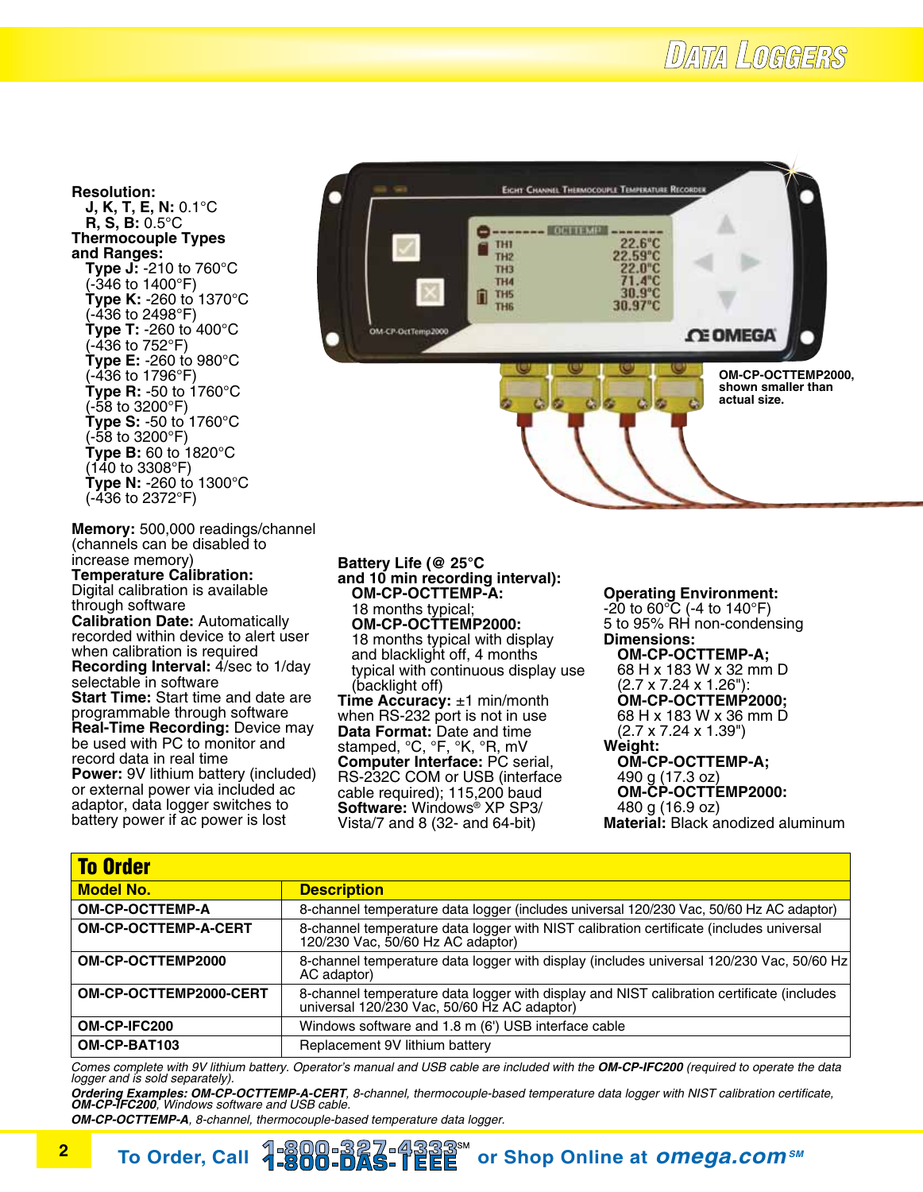**Resolution:**
**J, K, T, E, N:** 0.1°C
**R, S, B:** 0.5°C

**Thermocouple Types and Ranges:**
**Type J:** -210 to 760°C (-346 to 1400°F)
**Type K:** -260 to 1370°C (-436 to 2498°F)
**Type T:** -260 to 400°C (-436 to 752°F)
**Type E:** -260 to 980°C (-436 to 1796°F)
**Type R:** -50 to 1760°C (-58 to 3200°F)
**Type S:** -50 to 1760°C (-58 to 3200°F)
**Type B:** 60 to 1820°C (140 to 3308°F)
**Type N:** -260 to 1300°C (-436 to 2372°F)

OM-CP-OCTTEMP2000, shown smaller than actual size.

**Memory:** 500,000 readings/channel (channels can be disabled to increase memory)
**Temperature Calibration:** Digital calibration is available through software
**Calibration Date:** Automatically recorded within device to alert user when calibration is required
**Recording Interval:** 4/sec to 1/day selectable in software
**Start Time:** Start time and date are programmable through software
**Real-Time Recording:** Device may be used with PC to monitor and record data in real time
**Power:** 9V lithium battery (included) or external power via included ac adaptor, data logger switches to battery power if ac power is lost

**Battery Life (@ 25°C and 10 min recording interval):**
**OM-CP-OCTTEMP-A:** 18 months typical;
**OM-CP-OCTTEMP2000:** 18 months typical with display and blacklight off, 4 months typical with continuous display use (backlight off)
**Time Accuracy:** ±1 min/month when RS-232 port is not in use
**Data Format:** Date and time stamped, °C, °F, °K, °R, mV
**Computer Interface:** PC serial, RS-232C COM or USB (interface cable required); 115,200 baud
**Software:** Windows® XP SP3/ Vista/7 and 8 (32- and 64-bit)

**Operating Environment:** -20 to 60°C (-4 to 140°F) 5 to 95% RH non-condensing
**Dimensions:**
**OM-CP-OCTTEMP-A;** 68 H x 183 W x 32 mm D (2.7 x 7.24 x 1.26"):
**OM-CP-OCTTEMP2000;** 68 H x 183 W x 36 mm D (2.7 x 7.24 x 1.39")
**Weight:**
**OM-CP-OCTTEMP-A;** 490 g (17.3 oz)
**OM-CP-OCTTEMP2000:** 480 g (16.9 oz)
**Material:** Black anodized aluminum

## To Order

| Model No. | Description |
|---|---|
| **OM-CP-OCTTEMP-A** | 8-channel temperature data logger (includes universal 120/230 Vac, 50/60 Hz AC adaptor) |
| **OM-CP-OCTTEMP-A-CERT** | 8-channel temperature data logger with NIST calibration certificate (includes universal 120/230 Vac, 50/60 Hz AC adaptor) |
| **OM-CP-OCTTEMP2000** | 8-channel temperature data logger with display (includes universal 120/230 Vac, 50/60 Hz AC adaptor) |
| **OM-CP-OCTTEMP2000-CERT** | 8-channel temperature data logger with display and NIST calibration certificate (includes universal 120/230 Vac, 50/60 Hz AC adaptor) |
| **OM-CP-IFC200** | Windows software and 1.8 m (6') USB interface cable |
| **OM-CP-BAT103** | Replacement 9V lithium battery |

*Comes complete with 9V lithium battery. Operator's manual and USB cable are included with the **OM-CP-IFC200** (required to operate the data logger and is sold separately).*

***Ordering Examples: OM-CP-OCTTEMP-A-CERT**, 8-channel, thermocouple-based temperature data logger with NIST calibration certificate, **OM-CP-IFC200**, Windows software and USB cable.*

***OM-CP-OCTTEMP-A**, 8-channel, thermocouple-based temperature data logger.*